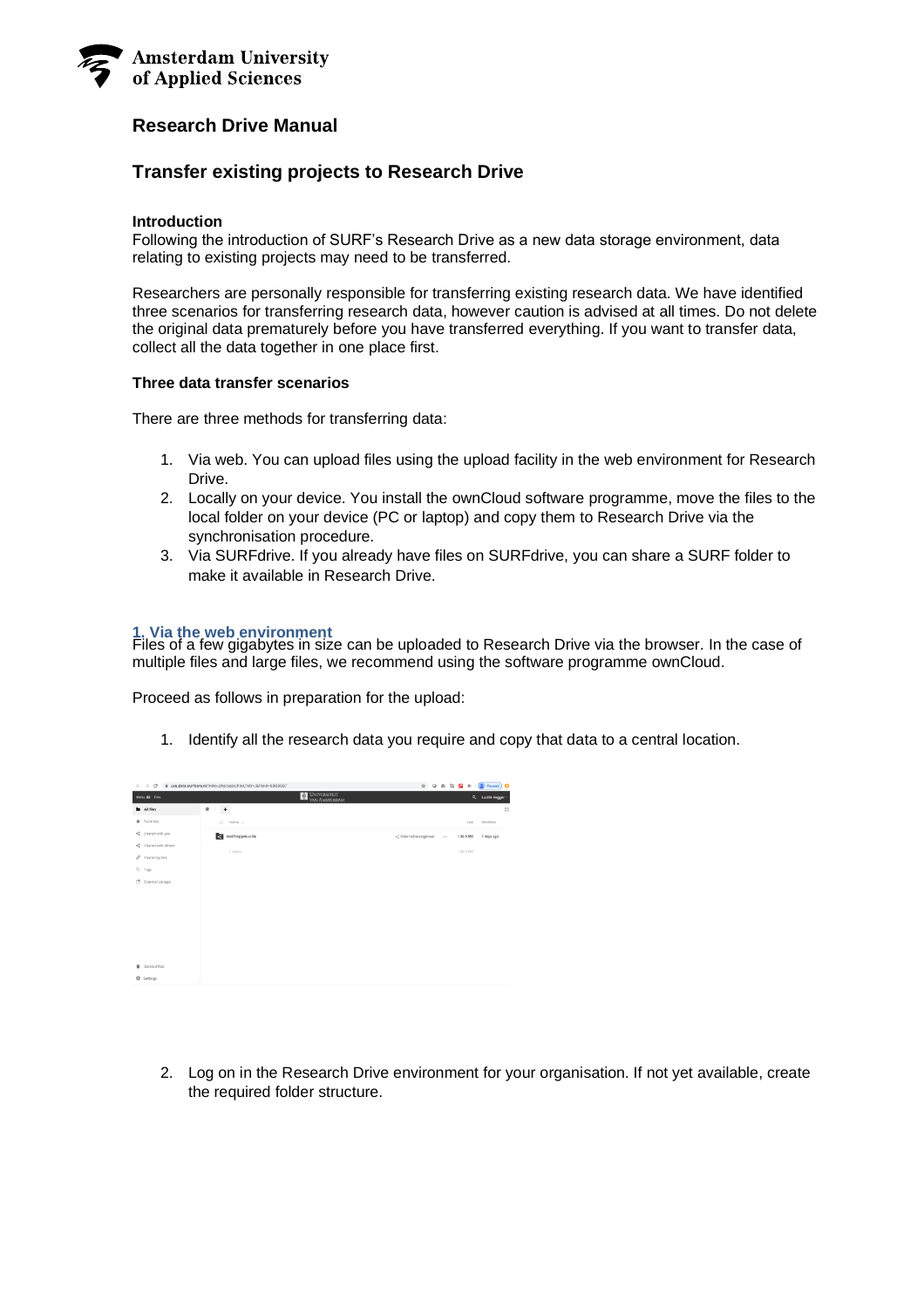# Research Drive Manual

## Transfer existing projects to Research Drive

### Introduction

Following the introduction of SURF's Research Drive as a new data storage environment, data relating to existing projects may need to be transferred.

Researchers are personally responsible for transferring existing research data. We have identified three scenarios for transferring research data, however caution is advised at all times. Do not delete the original data prematurely before you have transferred everything. If you want to transfer data, collect all the data together in one place first.

### Three data transfer scenarios

There are three methods for transferring data:

1. Via web. You can upload files using the upload facility in the web environment for Research Drive.
2. Locally on your device. You install the ownCloud software programme, move the files to the local folder on your device (PC or laptop) and copy them to Research Drive via the synchronisation procedure.
3. Via SURFdrive. If you already have files on SURFdrive, you can share a SURF folder to make it available in Research Drive.

### 1. Via the web environment

Files of a few gigabytes in size can be uploaded to Research Drive via the browser. In the case of multiple files and large files, we recommend using the software programme ownCloud.

Proceed as follows in preparation for the upload:

1. Identify all the research data you require and copy that data to a central location.

2. Log on in the Research Drive environment for your organisation. If not yet available, create the required folder structure.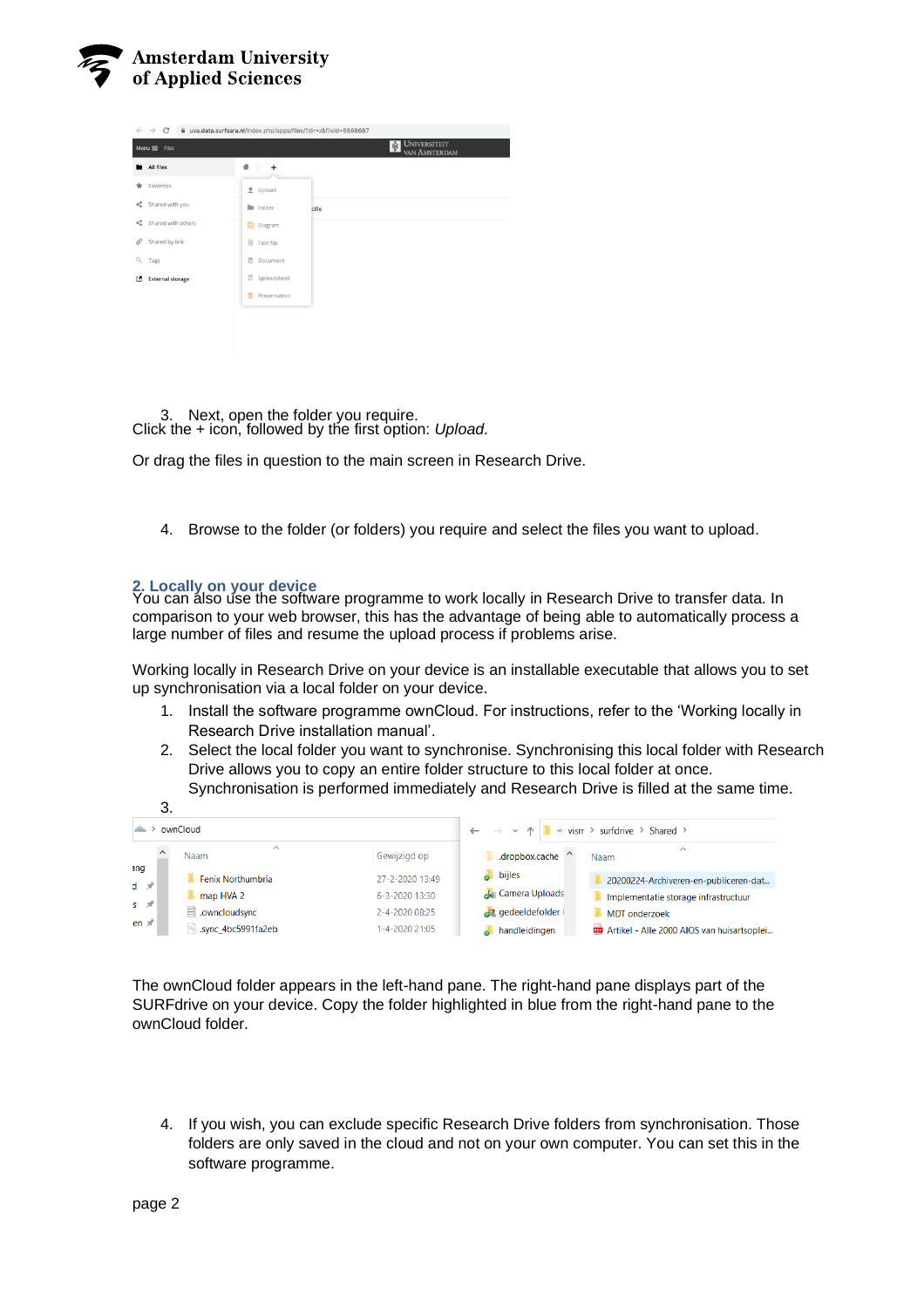3. Next, open the folder you require.

Click the + icon, followed by the first option: *Upload*.

Or drag the files in question to the main screen in Research Drive.

4. Browse to the folder (or folders) you require and select the files you want to upload.

## 2. Locally on your device

You can also use the software programme to work locally in Research Drive to transfer data. In comparison to your web browser, this has the advantage of being able to automatically process a large number of files and resume the upload process if problems arise.

Working locally in Research Drive on your device is an installable executable that allows you to set up synchronisation via a local folder on your device.

1. Install the software programme ownCloud. For instructions, refer to the 'Working locally in Research Drive installation manual'.
2. Select the local folder you want to synchronise. Synchronising this local folder with Research Drive allows you to copy an entire folder structure to this local folder at once. Synchronisation is performed immediately and Research Drive is filled at the same time.
3. 

The ownCloud folder appears in the left-hand pane. The right-hand pane displays part of the SURFdrive on your device. Copy the folder highlighted in blue from the right-hand pane to the ownCloud folder.

4. If you wish, you can exclude specific Research Drive folders from synchronisation. Those folders are only saved in the cloud and not on your own computer. You can set this in the software programme.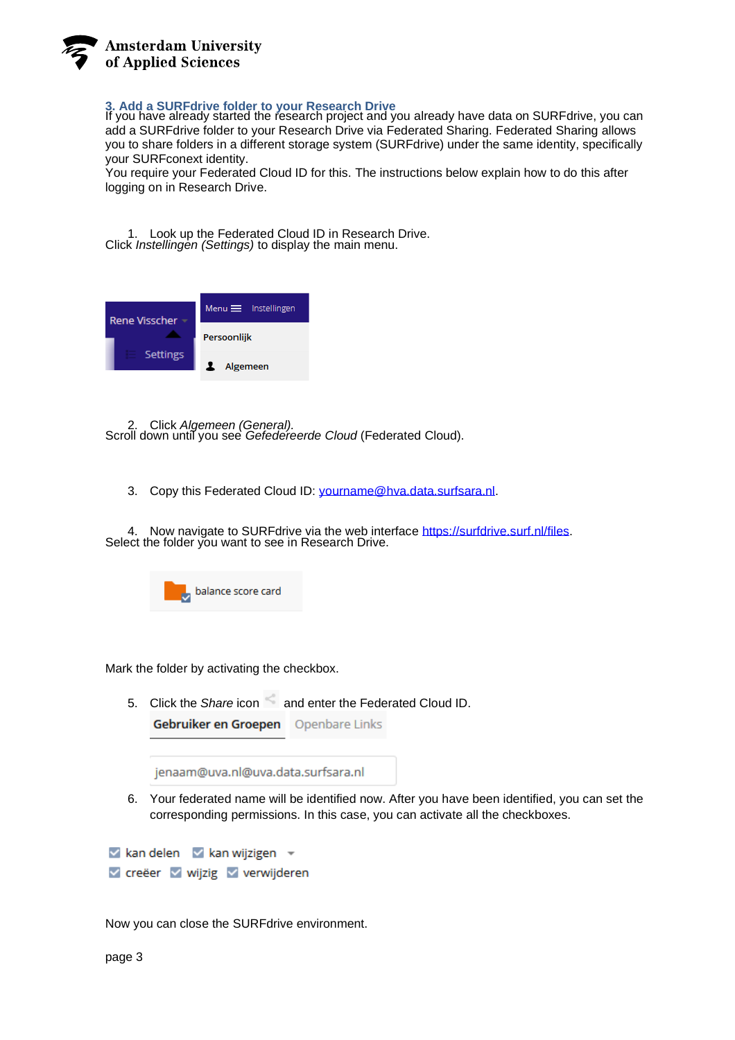### 3. Add a SURFdrive folder to your Research Drive

If you have already started the research project and you already have data on SURFdrive, you can add a SURFdrive folder to your Research Drive via Federated Sharing. Federated Sharing allows you to share folders in a different storage system (SURFdrive) under the same identity, specifically your SURFconext identity.
You require your Federated Cloud ID for this. The instructions below explain how to do this after logging on in Research Drive.

1. Look up the Federated Cloud ID in Research Drive.
Click *Instellingen (Settings)* to display the main menu.

2. Click *Algemeen (General).*
Scroll down until you see *Gefedereerde Cloud* (Federated Cloud).

3. Copy this Federated Cloud ID: yourname@hva.data.surfsara.nl.

4. Now navigate to SURFdrive via the web interface https://surfdrive.surf.nl/files.
Select the folder you want to see in Research Drive.

Mark the folder by activating the checkbox.

5. Click the *Share* icon and enter the Federated Cloud ID.

6. Your federated name will be identified now. After you have been identified, you can set the corresponding permissions. In this case, you can activate all the checkboxes.

Now you can close the SURFdrive environment.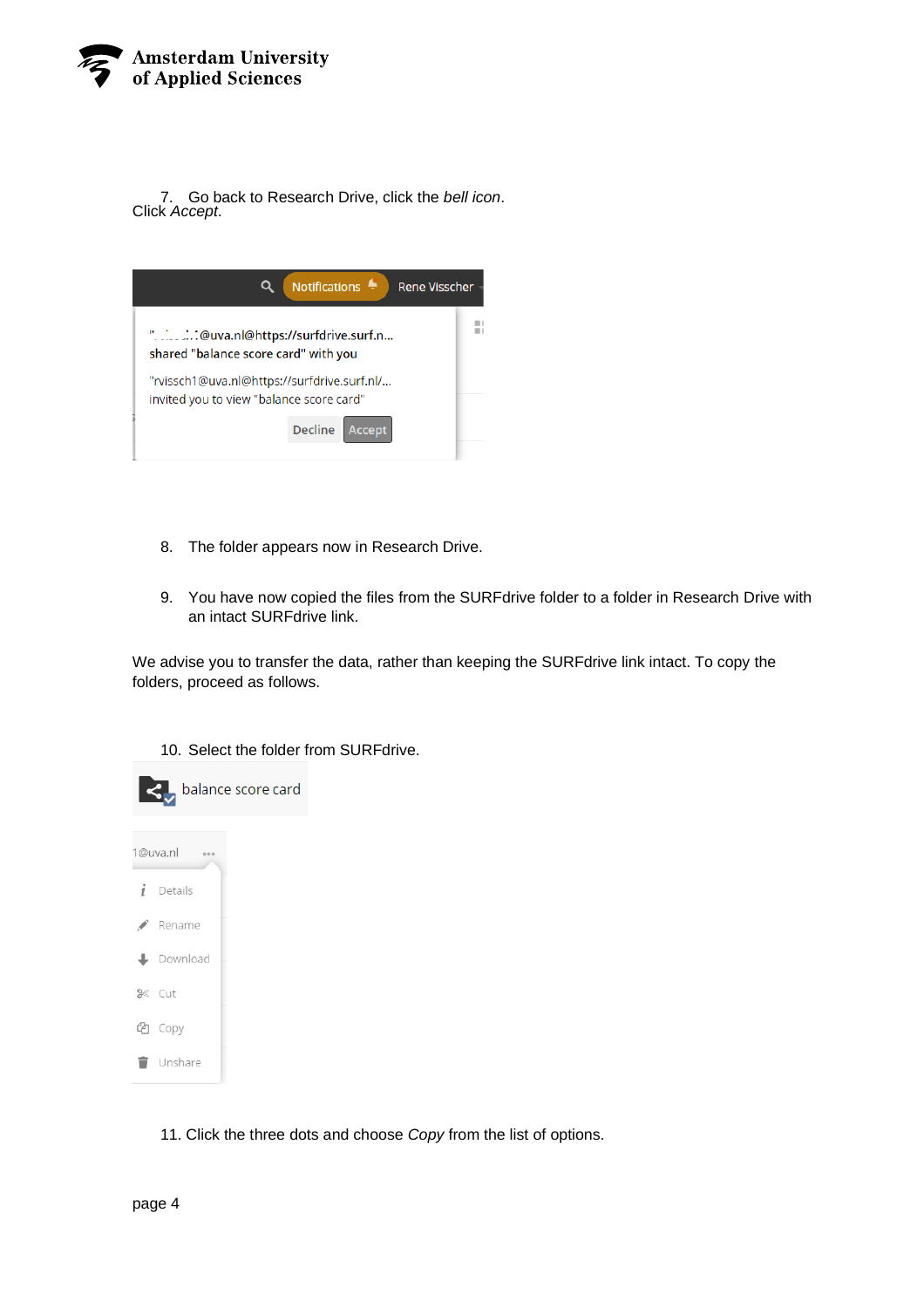7. Go back to Research Drive, click the *bell icon*. Click *Accept*.

8. The folder appears now in Research Drive.

9. You have now copied the files from the SURFdrive folder to a folder in Research Drive with an intact SURFdrive link.

We advise you to transfer the data, rather than keeping the SURFdrive link intact. To copy the folders, proceed as follows.

10. Select the folder from SURFdrive.

11. Click the three dots and choose *Copy* from the list of options.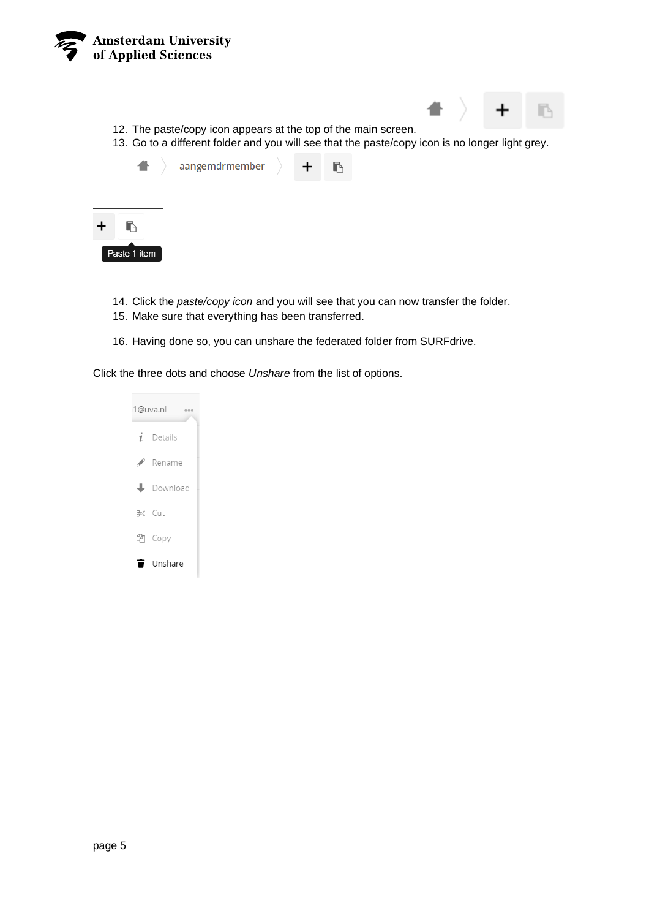12. The paste/copy icon appears at the top of the main screen.
13. Go to a different folder and you will see that the paste/copy icon is no longer light grey.

14. Click the *paste/copy icon* and you will see that you can now transfer the folder.
15. Make sure that everything has been transferred.

16. Having done so, you can unshare the federated folder from SURFdrive.

Click the three dots and choose *Unshare* from the list of options.